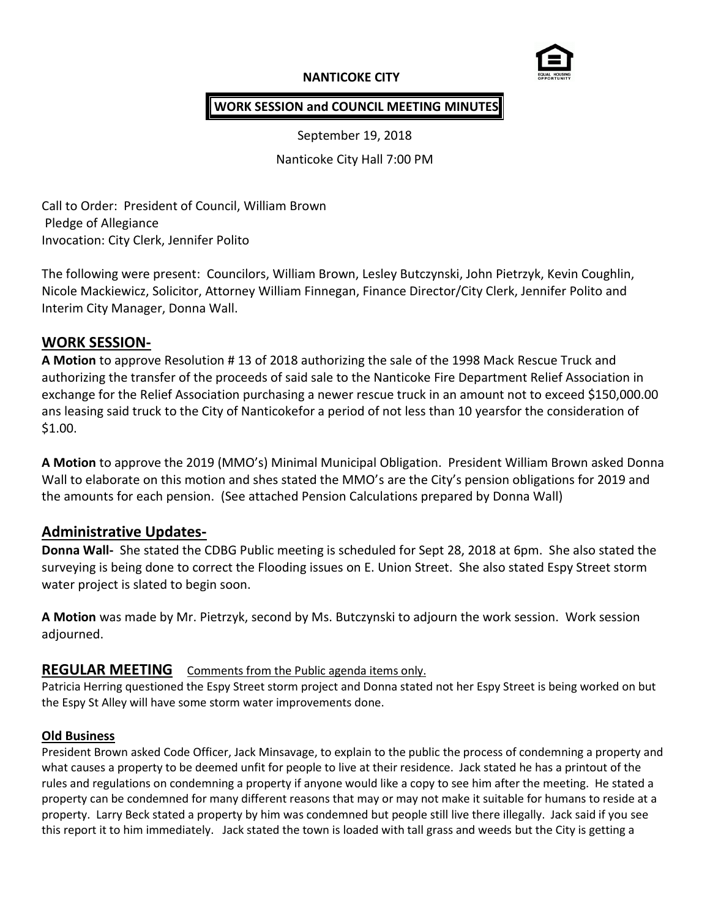**NANTICOKE CITY**

**WORK SESSION and COUNCIL MEETING MINUTES**

September 19, 2018

Nanticoke City Hall 7:00 PM

Call to Order: President of Council, William Brown
Pledge of Allegiance
Invocation: City Clerk, Jennifer Polito

The following were present: Councilors, William Brown, Lesley Butczynski, John Pietrzyk, Kevin Coughlin, Nicole Mackiewicz, Solicitor, Attorney William Finnegan, Finance Director/City Clerk, Jennifer Polito and Interim City Manager, Donna Wall.

## WORK SESSION-

**A Motion** to approve Resolution # 13 of 2018 authorizing the sale of the 1998 Mack Rescue Truck and authorizing the transfer of the proceeds of said sale to the Nanticoke Fire Department Relief Association in exchange for the Relief Association purchasing a newer rescue truck in an amount not to exceed $150,000.00 ans leasing said truck to the City of Nanticokefor a period of not less than 10 yearsfor the consideration of $1.00.

**A Motion** to approve the 2019 (MMO's) Minimal Municipal Obligation. President William Brown asked Donna Wall to elaborate on this motion and shes stated the MMO's are the City's pension obligations for 2019 and the amounts for each pension. (See attached Pension Calculations prepared by Donna Wall)

## Administrative Updates-

**Donna Wall-** She stated the CDBG Public meeting is scheduled for Sept 28, 2018 at 6pm. She also stated the surveying is being done to correct the Flooding issues on E. Union Street. She also stated Espy Street storm water project is slated to begin soon.

**A Motion** was made by Mr. Pietrzyk, second by Ms. Butczynski to adjourn the work session. Work session adjourned.

## REGULAR MEETING Comments from the Public agenda items only.

Patricia Herring questioned the Espy Street storm project and Donna stated not her Espy Street is being worked on but the Espy St Alley will have some storm water improvements done.

### Old Business

President Brown asked Code Officer, Jack Minsavage, to explain to the public the process of condemning a property and what causes a property to be deemed unfit for people to live at their residence. Jack stated he has a printout of the rules and regulations on condemning a property if anyone would like a copy to see him after the meeting. He stated a property can be condemned for many different reasons that may or may not make it suitable for humans to reside at a property. Larry Beck stated a property by him was condemned but people still live there illegally. Jack said if you see this report it to him immediately. Jack stated the town is loaded with tall grass and weeds but the City is getting a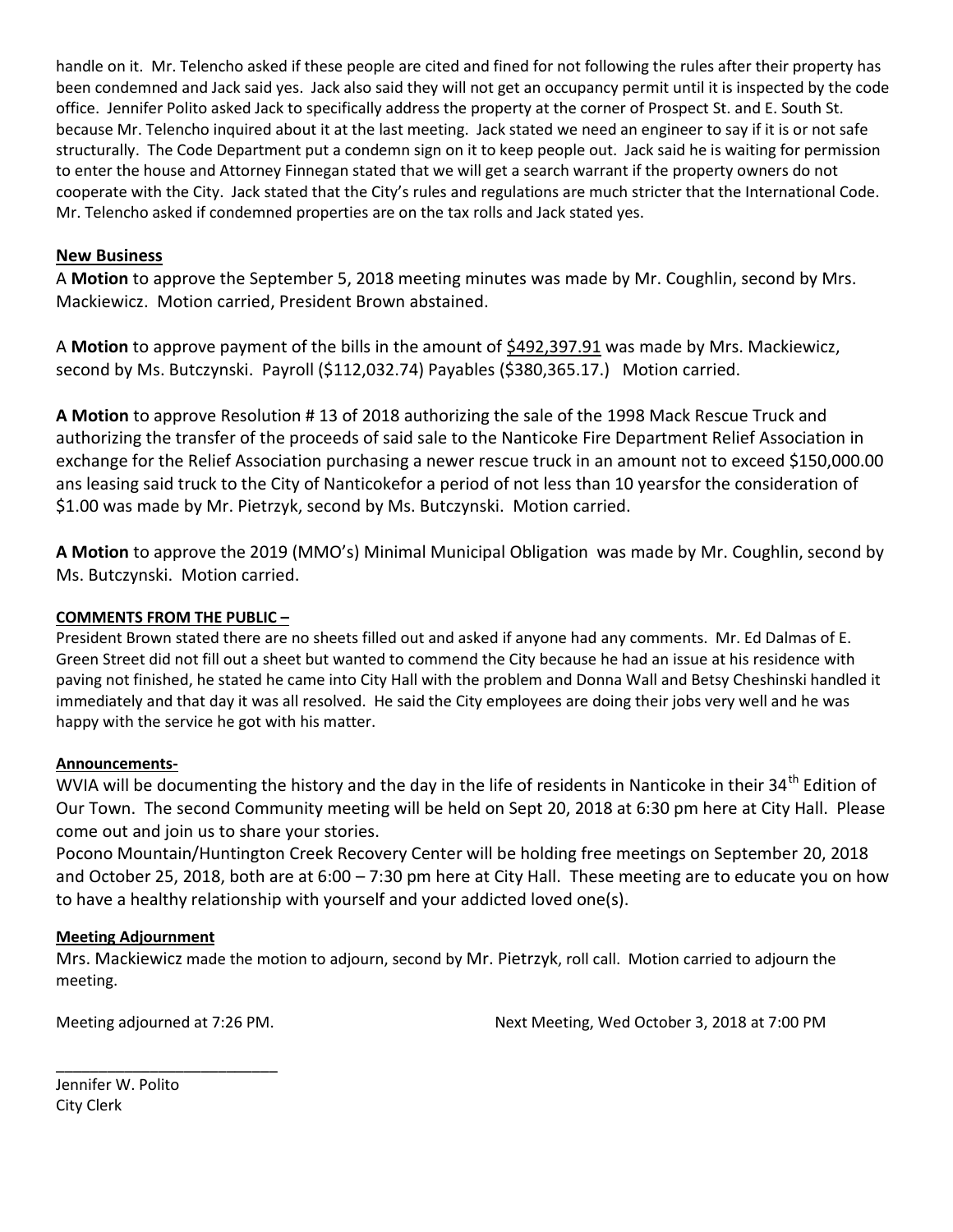handle on it. Mr. Telencho asked if these people are cited and fined for not following the rules after their property has been condemned and Jack said yes. Jack also said they will not get an occupancy permit until it is inspected by the code office. Jennifer Polito asked Jack to specifically address the property at the corner of Prospect St. and E. South St. because Mr. Telencho inquired about it at the last meeting. Jack stated we need an engineer to say if it is or not safe structurally. The Code Department put a condemn sign on it to keep people out. Jack said he is waiting for permission to enter the house and Attorney Finnegan stated that we will get a search warrant if the property owners do not cooperate with the City. Jack stated that the City's rules and regulations are much stricter that the International Code. Mr. Telencho asked if condemned properties are on the tax rolls and Jack stated yes.

## New Business

A **Motion** to approve the September 5, 2018 meeting minutes was made by Mr. Coughlin, second by Mrs. Mackiewicz. Motion carried, President Brown abstained.

A **Motion** to approve payment of the bills in the amount of $492,397.91 was made by Mrs. Mackiewicz, second by Ms. Butczynski. Payroll ($112,032.74) Payables ($380,365.17.) Motion carried.

**A Motion** to approve Resolution # 13 of 2018 authorizing the sale of the 1998 Mack Rescue Truck and authorizing the transfer of the proceeds of said sale to the Nanticoke Fire Department Relief Association in exchange for the Relief Association purchasing a newer rescue truck in an amount not to exceed $150,000.00 ans leasing said truck to the City of Nanticokefor a period of not less than 10 yearsfor the consideration of $1.00 was made by Mr. Pietrzyk, second by Ms. Butczynski. Motion carried.

**A Motion** to approve the 2019 (MMO's) Minimal Municipal Obligation was made by Mr. Coughlin, second by Ms. Butczynski. Motion carried.

**COMMENTS FROM THE PUBLIC –**

President Brown stated there are no sheets filled out and asked if anyone had any comments. Mr. Ed Dalmas of E. Green Street did not fill out a sheet but wanted to commend the City because he had an issue at his residence with paving not finished, he stated he came into City Hall with the problem and Donna Wall and Betsy Cheshinski handled it immediately and that day it was all resolved. He said the City employees are doing their jobs very well and he was happy with the service he got with his matter.

**Announcements-**

WVIA will be documenting the history and the day in the life of residents in Nanticoke in their 34th Edition of Our Town. The second Community meeting will be held on Sept 20, 2018 at 6:30 pm here at City Hall. Please come out and join us to share your stories.

Pocono Mountain/Huntington Creek Recovery Center will be holding free meetings on September 20, 2018 and October 25, 2018, both are at 6:00 – 7:30 pm here at City Hall. These meeting are to educate you on how to have a healthy relationship with yourself and your addicted loved one(s).

**Meeting Adjournment**

Mrs. Mackiewicz made the motion to adjourn, second by Mr. Pietrzyk, roll call. Motion carried to adjourn the meeting.

Meeting adjourned at 7:26 PM. Next Meeting, Wed October 3, 2018 at 7:00 PM

\_\_\_\_\_\_\_\_\_\_\_\_\_\_\_\_\_\_\_\_\_\_\_\_\_\_

Jennifer W. Polito
City Clerk